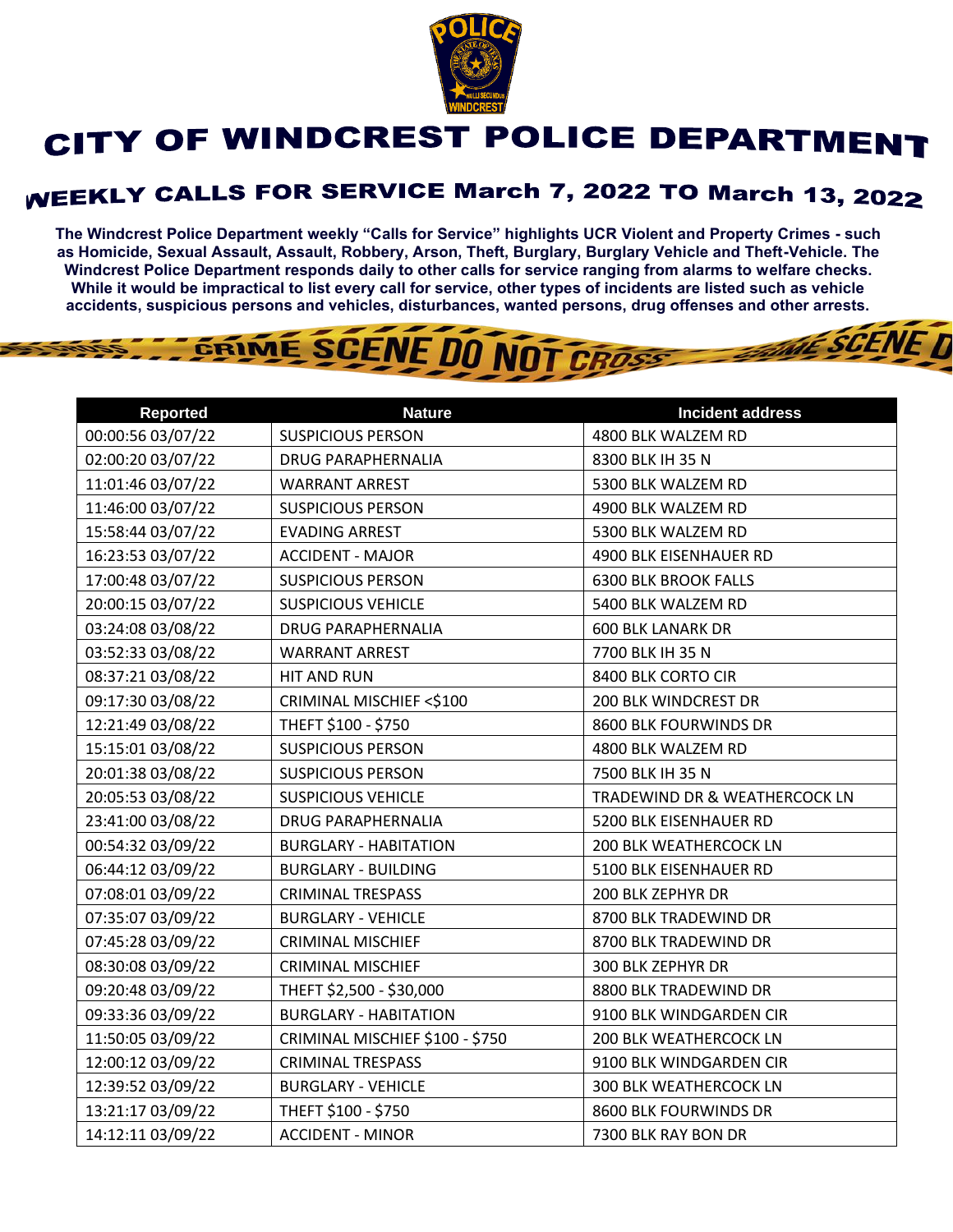# CITY OF WINDCREST POLICE DEPARTMENT

## WEEKLY CALLS FOR SERVICE March 7, 2022 TO March 13, 2022

**The Windcrest Police Department weekly "Calls for Service" highlights UCR Violent and Property Crimes - such as Homicide, Sexual Assault, Assault, Robbery, Arson, Theft, Burglary, Burglary Vehicle and Theft-Vehicle. The Windcrest Police Department responds daily to other calls for service ranging from alarms to welfare checks. While it would be impractical to list every call for service, other types of incidents are listed such as vehicle accidents, suspicious persons and vehicles, disturbances, wanted persons, drug offenses and other arrests.**

| Reported | Nature | Incident address |
|---|---|---|
| 00:00:56 03/07/22 | SUSPICIOUS PERSON | 4800 BLK WALZEM RD |
| 02:00:20 03/07/22 | DRUG PARAPHERNALIA | 8300 BLK IH 35 N |
| 11:01:46 03/07/22 | WARRANT ARREST | 5300 BLK WALZEM RD |
| 11:46:00 03/07/22 | SUSPICIOUS PERSON | 4900 BLK WALZEM RD |
| 15:58:44 03/07/22 | EVADING ARREST | 5300 BLK WALZEM RD |
| 16:23:53 03/07/22 | ACCIDENT - MAJOR | 4900 BLK EISENHAUER RD |
| 17:00:48 03/07/22 | SUSPICIOUS PERSON | 6300 BLK BROOK FALLS |
| 20:00:15 03/07/22 | SUSPICIOUS VEHICLE | 5400 BLK WALZEM RD |
| 03:24:08 03/08/22 | DRUG PARAPHERNALIA | 600 BLK LANARK DR |
| 03:52:33 03/08/22 | WARRANT ARREST | 7700 BLK IH 35 N |
| 08:37:21 03/08/22 | HIT AND RUN | 8400 BLK CORTO CIR |
| 09:17:30 03/08/22 | CRIMINAL MISCHIEF <$100 | 200 BLK WINDCREST DR |
| 12:21:49 03/08/22 | THEFT $100 - $750 | 8600 BLK FOURWINDS DR |
| 15:15:01 03/08/22 | SUSPICIOUS PERSON | 4800 BLK WALZEM RD |
| 20:01:38 03/08/22 | SUSPICIOUS PERSON | 7500 BLK IH 35 N |
| 20:05:53 03/08/22 | SUSPICIOUS VEHICLE | TRADEWIND DR & WEATHERCOCK LN |
| 23:41:00 03/08/22 | DRUG PARAPHERNALIA | 5200 BLK EISENHAUER RD |
| 00:54:32 03/09/22 | BURGLARY - HABITATION | 200 BLK WEATHERCOCK LN |
| 06:44:12 03/09/22 | BURGLARY - BUILDING | 5100 BLK EISENHAUER RD |
| 07:08:01 03/09/22 | CRIMINAL TRESPASS | 200 BLK ZEPHYR DR |
| 07:35:07 03/09/22 | BURGLARY - VEHICLE | 8700 BLK TRADEWIND DR |
| 07:45:28 03/09/22 | CRIMINAL MISCHIEF | 8700 BLK TRADEWIND DR |
| 08:30:08 03/09/22 | CRIMINAL MISCHIEF | 300 BLK ZEPHYR DR |
| 09:20:48 03/09/22 | THEFT $2,500 - $30,000 | 8800 BLK TRADEWIND DR |
| 09:33:36 03/09/22 | BURGLARY - HABITATION | 9100 BLK WINDGARDEN CIR |
| 11:50:05 03/09/22 | CRIMINAL MISCHIEF $100 - $750 | 200 BLK WEATHERCOCK LN |
| 12:00:12 03/09/22 | CRIMINAL TRESPASS | 9100 BLK WINDGARDEN CIR |
| 12:39:52 03/09/22 | BURGLARY - VEHICLE | 300 BLK WEATHERCOCK LN |
| 13:21:17 03/09/22 | THEFT $100 - $750 | 8600 BLK FOURWINDS DR |
| 14:12:11 03/09/22 | ACCIDENT - MINOR | 7300 BLK RAY BON DR |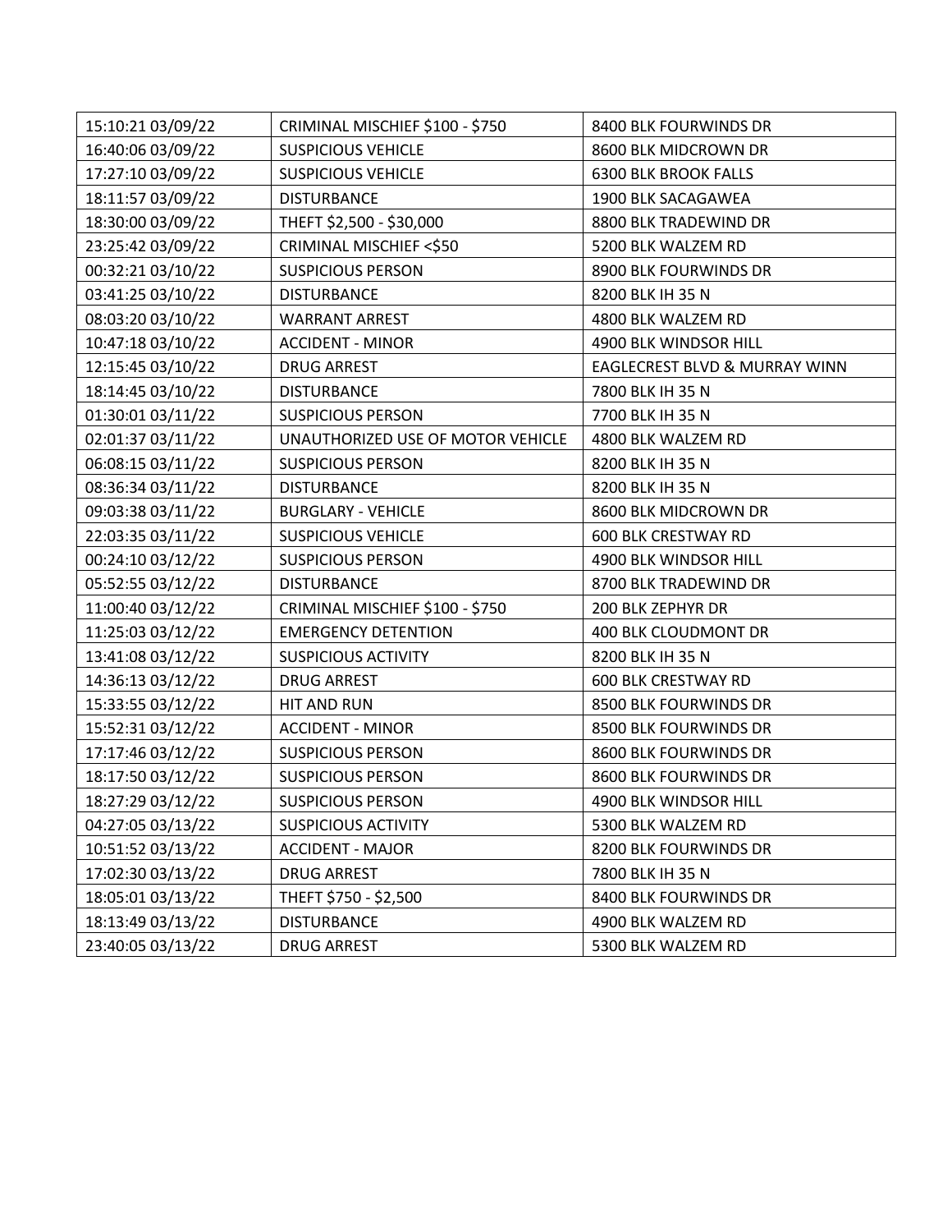| | | |
|---|---|---|
| 15:10:21 03/09/22 | CRIMINAL MISCHIEF $100 - $750 | 8400 BLK FOURWINDS DR |
| 16:40:06 03/09/22 | SUSPICIOUS VEHICLE | 8600 BLK MIDCROWN DR |
| 17:27:10 03/09/22 | SUSPICIOUS VEHICLE | 6300 BLK BROOK FALLS |
| 18:11:57 03/09/22 | DISTURBANCE | 1900 BLK SACAGAWEA |
| 18:30:00 03/09/22 | THEFT $2,500 - $30,000 | 8800 BLK TRADEWIND DR |
| 23:25:42 03/09/22 | CRIMINAL MISCHIEF <$50 | 5200 BLK WALZEM RD |
| 00:32:21 03/10/22 | SUSPICIOUS PERSON | 8900 BLK FOURWINDS DR |
| 03:41:25 03/10/22 | DISTURBANCE | 8200 BLK IH 35 N |
| 08:03:20 03/10/22 | WARRANT ARREST | 4800 BLK WALZEM RD |
| 10:47:18 03/10/22 | ACCIDENT - MINOR | 4900 BLK WINDSOR HILL |
| 12:15:45 03/10/22 | DRUG ARREST | EAGLECREST BLVD & MURRAY WINN |
| 18:14:45 03/10/22 | DISTURBANCE | 7800 BLK IH 35 N |
| 01:30:01 03/11/22 | SUSPICIOUS PERSON | 7700 BLK IH 35 N |
| 02:01:37 03/11/22 | UNAUTHORIZED USE OF MOTOR VEHICLE | 4800 BLK WALZEM RD |
| 06:08:15 03/11/22 | SUSPICIOUS PERSON | 8200 BLK IH 35 N |
| 08:36:34 03/11/22 | DISTURBANCE | 8200 BLK IH 35 N |
| 09:03:38 03/11/22 | BURGLARY - VEHICLE | 8600 BLK MIDCROWN DR |
| 22:03:35 03/11/22 | SUSPICIOUS VEHICLE | 600 BLK CRESTWAY RD |
| 00:24:10 03/12/22 | SUSPICIOUS PERSON | 4900 BLK WINDSOR HILL |
| 05:52:55 03/12/22 | DISTURBANCE | 8700 BLK TRADEWIND DR |
| 11:00:40 03/12/22 | CRIMINAL MISCHIEF $100 - $750 | 200 BLK ZEPHYR DR |
| 11:25:03 03/12/22 | EMERGENCY DETENTION | 400 BLK CLOUDMONT DR |
| 13:41:08 03/12/22 | SUSPICIOUS ACTIVITY | 8200 BLK IH 35 N |
| 14:36:13 03/12/22 | DRUG ARREST | 600 BLK CRESTWAY RD |
| 15:33:55 03/12/22 | HIT AND RUN | 8500 BLK FOURWINDS DR |
| 15:52:31 03/12/22 | ACCIDENT - MINOR | 8500 BLK FOURWINDS DR |
| 17:17:46 03/12/22 | SUSPICIOUS PERSON | 8600 BLK FOURWINDS DR |
| 18:17:50 03/12/22 | SUSPICIOUS PERSON | 8600 BLK FOURWINDS DR |
| 18:27:29 03/12/22 | SUSPICIOUS PERSON | 4900 BLK WINDSOR HILL |
| 04:27:05 03/13/22 | SUSPICIOUS ACTIVITY | 5300 BLK WALZEM RD |
| 10:51:52 03/13/22 | ACCIDENT - MAJOR | 8200 BLK FOURWINDS DR |
| 17:02:30 03/13/22 | DRUG ARREST | 7800 BLK IH 35 N |
| 18:05:01 03/13/22 | THEFT $750 - $2,500 | 8400 BLK FOURWINDS DR |
| 18:13:49 03/13/22 | DISTURBANCE | 4900 BLK WALZEM RD |
| 23:40:05 03/13/22 | DRUG ARREST | 5300 BLK WALZEM RD |